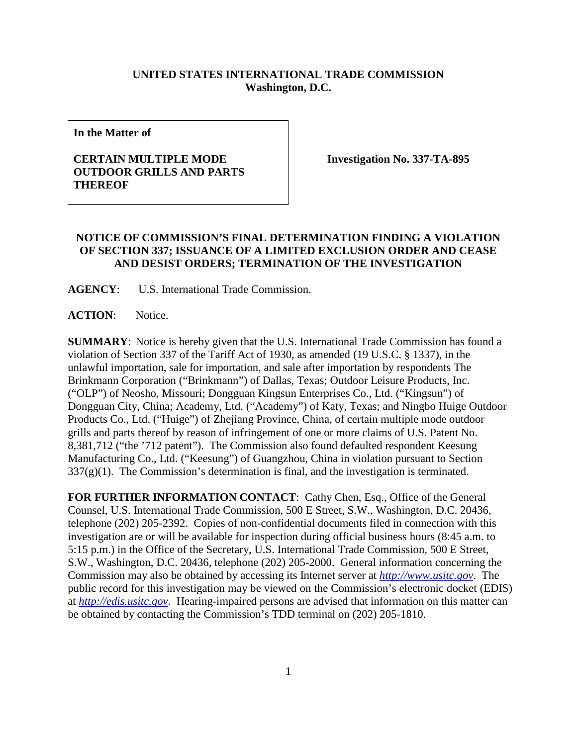**UNITED STATES INTERNATIONAL TRADE COMMISSION**
**Washington, D.C.**

| In the Matter of<br><br>**CERTAIN MULTIPLE MODE OUTDOOR GRILLS AND PARTS THEREOF** | **Investigation No. 337-TA-895** |
|---|---|

**NOTICE OF COMMISSION'S FINAL DETERMINATION FINDING A VIOLATION OF SECTION 337; ISSUANCE OF A LIMITED EXCLUSION ORDER AND CEASE AND DESIST ORDERS; TERMINATION OF THE INVESTIGATION**

**AGENCY**: U.S. International Trade Commission.

**ACTION**: Notice.

**SUMMARY**: Notice is hereby given that the U.S. International Trade Commission has found a violation of Section 337 of the Tariff Act of 1930, as amended (19 U.S.C. § 1337), in the unlawful importation, sale for importation, and sale after importation by respondents The Brinkmann Corporation ("Brinkmann") of Dallas, Texas; Outdoor Leisure Products, Inc. ("OLP") of Neosho, Missouri; Dongguan Kingsun Enterprises Co., Ltd. ("Kingsun") of Dongguan City, China; Academy, Ltd. ("Academy") of Katy, Texas; and Ningbo Huige Outdoor Products Co., Ltd. ("Huige") of Zhejiang Province, China, of certain multiple mode outdoor grills and parts thereof by reason of infringement of one or more claims of U.S. Patent No. 8,381,712 ("the '712 patent"). The Commission also found defaulted respondent Keesung Manufacturing Co., Ltd. ("Keesung") of Guangzhou, China in violation pursuant to Section 337(g)(1). The Commission's determination is final, and the investigation is terminated.

**FOR FURTHER INFORMATION CONTACT**: Cathy Chen, Esq., Office of the General Counsel, U.S. International Trade Commission, 500 E Street, S.W., Washington, D.C. 20436, telephone (202) 205-2392. Copies of non-confidential documents filed in connection with this investigation are or will be available for inspection during official business hours (8:45 a.m. to 5:15 p.m.) in the Office of the Secretary, U.S. International Trade Commission, 500 E Street, S.W., Washington, D.C. 20436, telephone (202) 205-2000. General information concerning the Commission may also be obtained by accessing its Internet server at *http://www.usitc.gov*. The public record for this investigation may be viewed on the Commission's electronic docket (EDIS) at *http://edis.usitc.gov*. Hearing-impaired persons are advised that information on this matter can be obtained by contacting the Commission's TDD terminal on (202) 205-1810.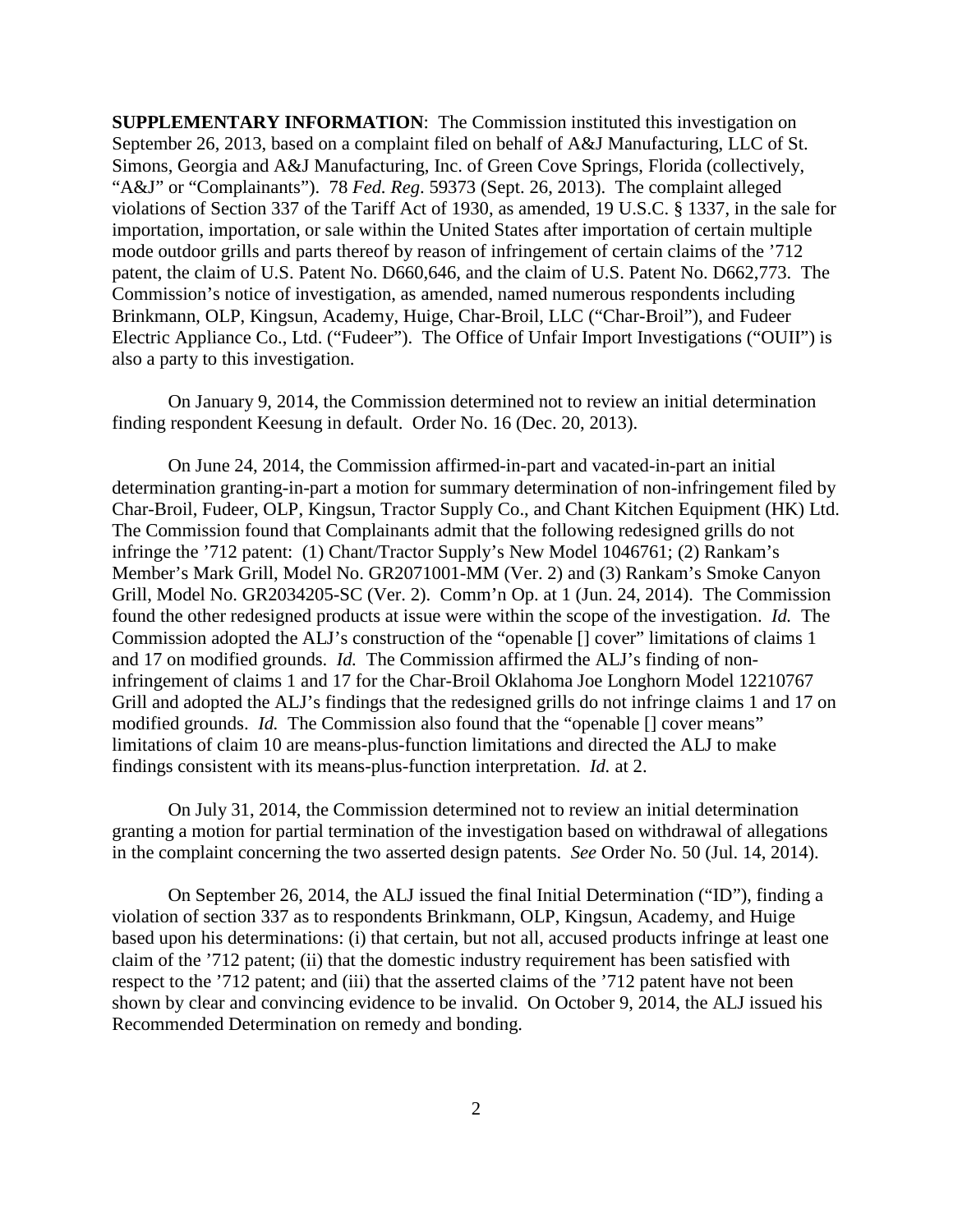**SUPPLEMENTARY INFORMATION**: The Commission instituted this investigation on September 26, 2013, based on a complaint filed on behalf of A&J Manufacturing, LLC of St. Simons, Georgia and A&J Manufacturing, Inc. of Green Cove Springs, Florida (collectively, "A&J" or "Complainants"). 78 *Fed. Reg*. 59373 (Sept. 26, 2013). The complaint alleged violations of Section 337 of the Tariff Act of 1930, as amended, 19 U.S.C. § 1337, in the sale for importation, importation, or sale within the United States after importation of certain multiple mode outdoor grills and parts thereof by reason of infringement of certain claims of the '712 patent, the claim of U.S. Patent No. D660,646, and the claim of U.S. Patent No. D662,773. The Commission's notice of investigation, as amended, named numerous respondents including Brinkmann, OLP, Kingsun, Academy, Huige, Char-Broil, LLC ("Char-Broil"), and Fudeer Electric Appliance Co., Ltd. ("Fudeer"). The Office of Unfair Import Investigations ("OUII") is also a party to this investigation.

On January 9, 2014, the Commission determined not to review an initial determination finding respondent Keesung in default. Order No. 16 (Dec. 20, 2013).

On June 24, 2014, the Commission affirmed-in-part and vacated-in-part an initial determination granting-in-part a motion for summary determination of non-infringement filed by Char-Broil, Fudeer, OLP, Kingsun, Tractor Supply Co., and Chant Kitchen Equipment (HK) Ltd. The Commission found that Complainants admit that the following redesigned grills do not infringe the '712 patent: (1) Chant/Tractor Supply's New Model 1046761; (2) Rankam's Member's Mark Grill, Model No. GR2071001-MM (Ver. 2) and (3) Rankam's Smoke Canyon Grill, Model No. GR2034205-SC (Ver. 2). Comm'n Op. at 1 (Jun. 24, 2014). The Commission found the other redesigned products at issue were within the scope of the investigation. *Id.* The Commission adopted the ALJ's construction of the "openable [] cover" limitations of claims 1 and 17 on modified grounds. *Id.* The Commission affirmed the ALJ's finding of non-infringement of claims 1 and 17 for the Char-Broil Oklahoma Joe Longhorn Model 12210767 Grill and adopted the ALJ's findings that the redesigned grills do not infringe claims 1 and 17 on modified grounds. *Id.* The Commission also found that the "openable [] cover means" limitations of claim 10 are means-plus-function limitations and directed the ALJ to make findings consistent with its means-plus-function interpretation. *Id.* at 2.

On July 31, 2014, the Commission determined not to review an initial determination granting a motion for partial termination of the investigation based on withdrawal of allegations in the complaint concerning the two asserted design patents. *See* Order No. 50 (Jul. 14, 2014).

On September 26, 2014, the ALJ issued the final Initial Determination ("ID"), finding a violation of section 337 as to respondents Brinkmann, OLP, Kingsun, Academy, and Huige based upon his determinations: (i) that certain, but not all, accused products infringe at least one claim of the '712 patent; (ii) that the domestic industry requirement has been satisfied with respect to the '712 patent; and (iii) that the asserted claims of the '712 patent have not been shown by clear and convincing evidence to be invalid. On October 9, 2014, the ALJ issued his Recommended Determination on remedy and bonding.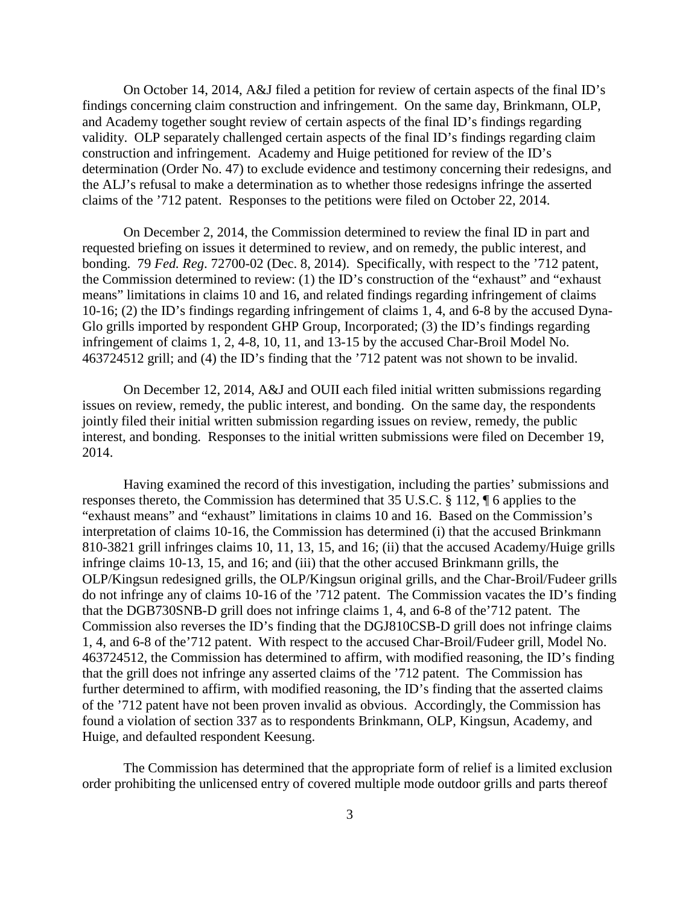On October 14, 2014, A&J filed a petition for review of certain aspects of the final ID's findings concerning claim construction and infringement. On the same day, Brinkmann, OLP, and Academy together sought review of certain aspects of the final ID's findings regarding validity. OLP separately challenged certain aspects of the final ID's findings regarding claim construction and infringement. Academy and Huige petitioned for review of the ID's determination (Order No. 47) to exclude evidence and testimony concerning their redesigns, and the ALJ's refusal to make a determination as to whether those redesigns infringe the asserted claims of the '712 patent. Responses to the petitions were filed on October 22, 2014.

On December 2, 2014, the Commission determined to review the final ID in part and requested briefing on issues it determined to review, and on remedy, the public interest, and bonding. 79 *Fed. Reg*. 72700-02 (Dec. 8, 2014). Specifically, with respect to the '712 patent, the Commission determined to review: (1) the ID's construction of the "exhaust" and "exhaust means" limitations in claims 10 and 16, and related findings regarding infringement of claims 10-16; (2) the ID's findings regarding infringement of claims 1, 4, and 6-8 by the accused Dyna-Glo grills imported by respondent GHP Group, Incorporated; (3) the ID's findings regarding infringement of claims 1, 2, 4-8, 10, 11, and 13-15 by the accused Char-Broil Model No. 463724512 grill; and (4) the ID's finding that the '712 patent was not shown to be invalid.

On December 12, 2014, A&J and OUII each filed initial written submissions regarding issues on review, remedy, the public interest, and bonding. On the same day, the respondents jointly filed their initial written submission regarding issues on review, remedy, the public interest, and bonding. Responses to the initial written submissions were filed on December 19, 2014.

Having examined the record of this investigation, including the parties' submissions and responses thereto, the Commission has determined that 35 U.S.C. § 112, ¶ 6 applies to the "exhaust means" and "exhaust" limitations in claims 10 and 16. Based on the Commission's interpretation of claims 10-16, the Commission has determined (i) that the accused Brinkmann 810-3821 grill infringes claims 10, 11, 13, 15, and 16; (ii) that the accused Academy/Huige grills infringe claims 10-13, 15, and 16; and (iii) that the other accused Brinkmann grills, the OLP/Kingsun redesigned grills, the OLP/Kingsun original grills, and the Char-Broil/Fudeer grills do not infringe any of claims 10-16 of the '712 patent. The Commission vacates the ID's finding that the DGB730SNB-D grill does not infringe claims 1, 4, and 6-8 of the'712 patent. The Commission also reverses the ID's finding that the DGJ810CSB-D grill does not infringe claims 1, 4, and 6-8 of the'712 patent. With respect to the accused Char-Broil/Fudeer grill, Model No. 463724512, the Commission has determined to affirm, with modified reasoning, the ID's finding that the grill does not infringe any asserted claims of the '712 patent. The Commission has further determined to affirm, with modified reasoning, the ID's finding that the asserted claims of the '712 patent have not been proven invalid as obvious. Accordingly, the Commission has found a violation of section 337 as to respondents Brinkmann, OLP, Kingsun, Academy, and Huige, and defaulted respondent Keesung.

The Commission has determined that the appropriate form of relief is a limited exclusion order prohibiting the unlicensed entry of covered multiple mode outdoor grills and parts thereof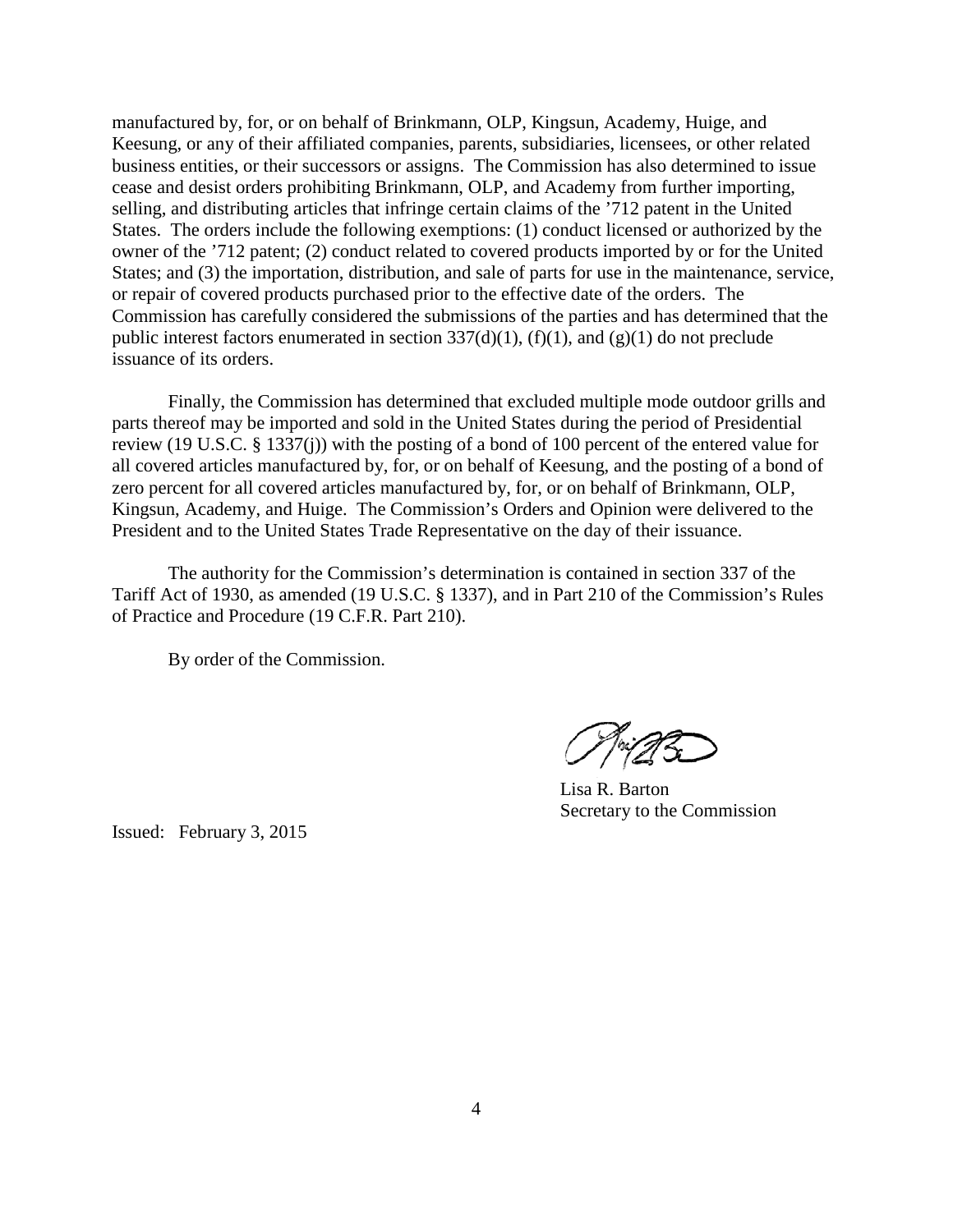manufactured by, for, or on behalf of Brinkmann, OLP, Kingsun, Academy, Huige, and Keesung, or any of their affiliated companies, parents, subsidiaries, licensees, or other related business entities, or their successors or assigns. The Commission has also determined to issue cease and desist orders prohibiting Brinkmann, OLP, and Academy from further importing, selling, and distributing articles that infringe certain claims of the '712 patent in the United States. The orders include the following exemptions: (1) conduct licensed or authorized by the owner of the '712 patent; (2) conduct related to covered products imported by or for the United States; and (3) the importation, distribution, and sale of parts for use in the maintenance, service, or repair of covered products purchased prior to the effective date of the orders. The Commission has carefully considered the submissions of the parties and has determined that the public interest factors enumerated in section 337(d)(1), (f)(1), and (g)(1) do not preclude issuance of its orders.

Finally, the Commission has determined that excluded multiple mode outdoor grills and parts thereof may be imported and sold in the United States during the period of Presidential review (19 U.S.C. § 1337(j)) with the posting of a bond of 100 percent of the entered value for all covered articles manufactured by, for, or on behalf of Keesung, and the posting of a bond of zero percent for all covered articles manufactured by, for, or on behalf of Brinkmann, OLP, Kingsun, Academy, and Huige. The Commission's Orders and Opinion were delivered to the President and to the United States Trade Representative on the day of their issuance.

The authority for the Commission's determination is contained in section 337 of the Tariff Act of 1930, as amended (19 U.S.C. § 1337), and in Part 210 of the Commission's Rules of Practice and Procedure (19 C.F.R. Part 210).

By order of the Commission.

Lisa R. Barton
Secretary to the Commission

Issued: February 3, 2015